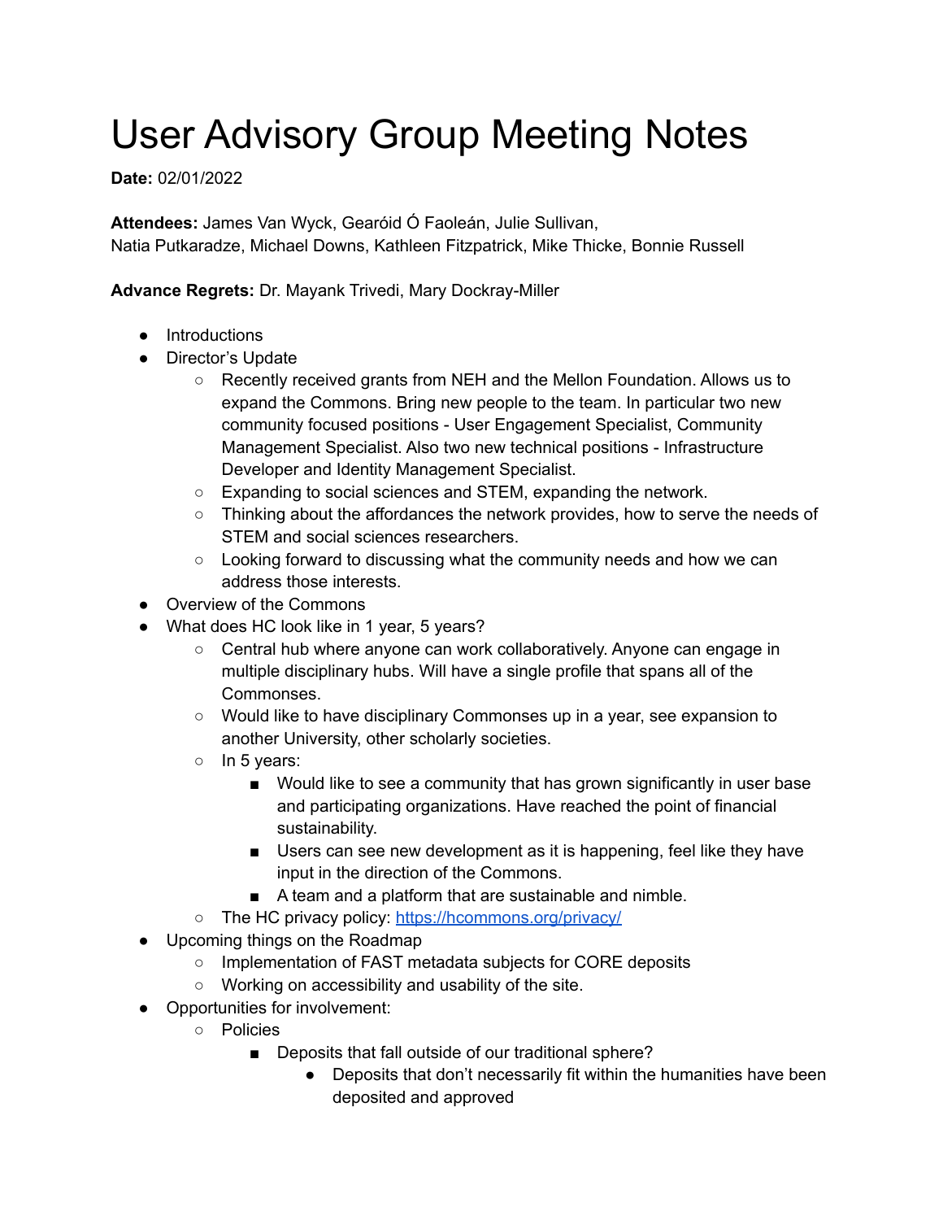# User Advisory Group Meeting Notes

**Date:** 02/01/2022

**Attendees:** James Van Wyck, Gearóid Ó Faoleán, Julie Sullivan, Natia Putkaradze, Michael Downs, Kathleen Fitzpatrick, Mike Thicke, Bonnie Russell

**Advance Regrets:** Dr. Mayank Trivedi, Mary Dockray-Miller

- Introductions
- Director's Update
  - Recently received grants from NEH and the Mellon Foundation. Allows us to expand the Commons. Bring new people to the team. In particular two new community focused positions - User Engagement Specialist, Community Management Specialist. Also two new technical positions - Infrastructure Developer and Identity Management Specialist.
  - Expanding to social sciences and STEM, expanding the network.
  - Thinking about the affordances the network provides, how to serve the needs of STEM and social sciences researchers.
  - Looking forward to discussing what the community needs and how we can address those interests.
- Overview of the Commons
- What does HC look like in 1 year, 5 years?
  - Central hub where anyone can work collaboratively. Anyone can engage in multiple disciplinary hubs. Will have a single profile that spans all of the Commonses.
  - Would like to have disciplinary Commonses up in a year, see expansion to another University, other scholarly societies.
  - In 5 years:
    - Would like to see a community that has grown significantly in user base and participating organizations. Have reached the point of financial sustainability.
    - Users can see new development as it is happening, feel like they have input in the direction of the Commons.
    - A team and a platform that are sustainable and nimble.
  - The HC privacy policy: [https://hcommons.org/privacy/](https://hcommons.org/privacy/)
- Upcoming things on the Roadmap
  - Implementation of FAST metadata subjects for CORE deposits
  - Working on accessibility and usability of the site.
- Opportunities for involvement:
  - Policies
    - Deposits that fall outside of our traditional sphere?
      - Deposits that don't necessarily fit within the humanities have been deposited and approved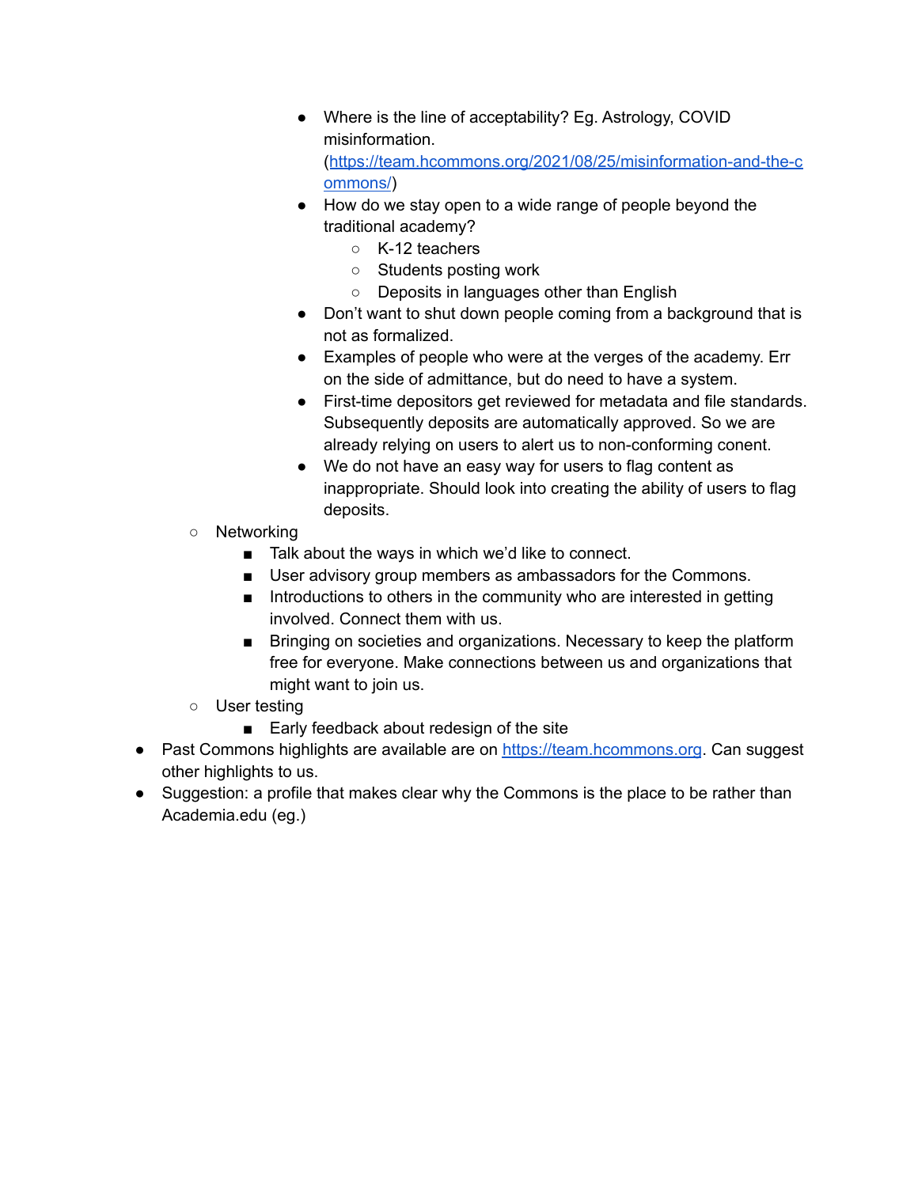- Where is the line of acceptability? Eg. Astrology, COVID misinformation. (https://team.hcommons.org/2021/08/25/misinformation-and-the-commons/)
        - How do we stay open to a wide range of people beyond the traditional academy?
            - K-12 teachers
            - Students posting work
            - Deposits in languages other than English
        - Don't want to shut down people coming from a background that is not as formalized.
        - Examples of people who were at the verges of the academy. Err on the side of admittance, but do need to have a system.
        - First-time depositors get reviewed for metadata and file standards. Subsequently deposits are automatically approved. So we are already relying on users to alert us to non-conforming conent.
        - We do not have an easy way for users to flag content as inappropriate. Should look into creating the ability of users to flag deposits.
    - Networking
        - Talk about the ways in which we'd like to connect.
        - User advisory group members as ambassadors for the Commons.
        - Introductions to others in the community who are interested in getting involved. Connect them with us.
        - Bringing on societies and organizations. Necessary to keep the platform free for everyone. Make connections between us and organizations that might want to join us.
    - User testing
        - Early feedback about redesign of the site
- Past Commons highlights are available are on https://team.hcommons.org. Can suggest other highlights to us.
- Suggestion: a profile that makes clear why the Commons is the place to be rather than Academia.edu (eg.)